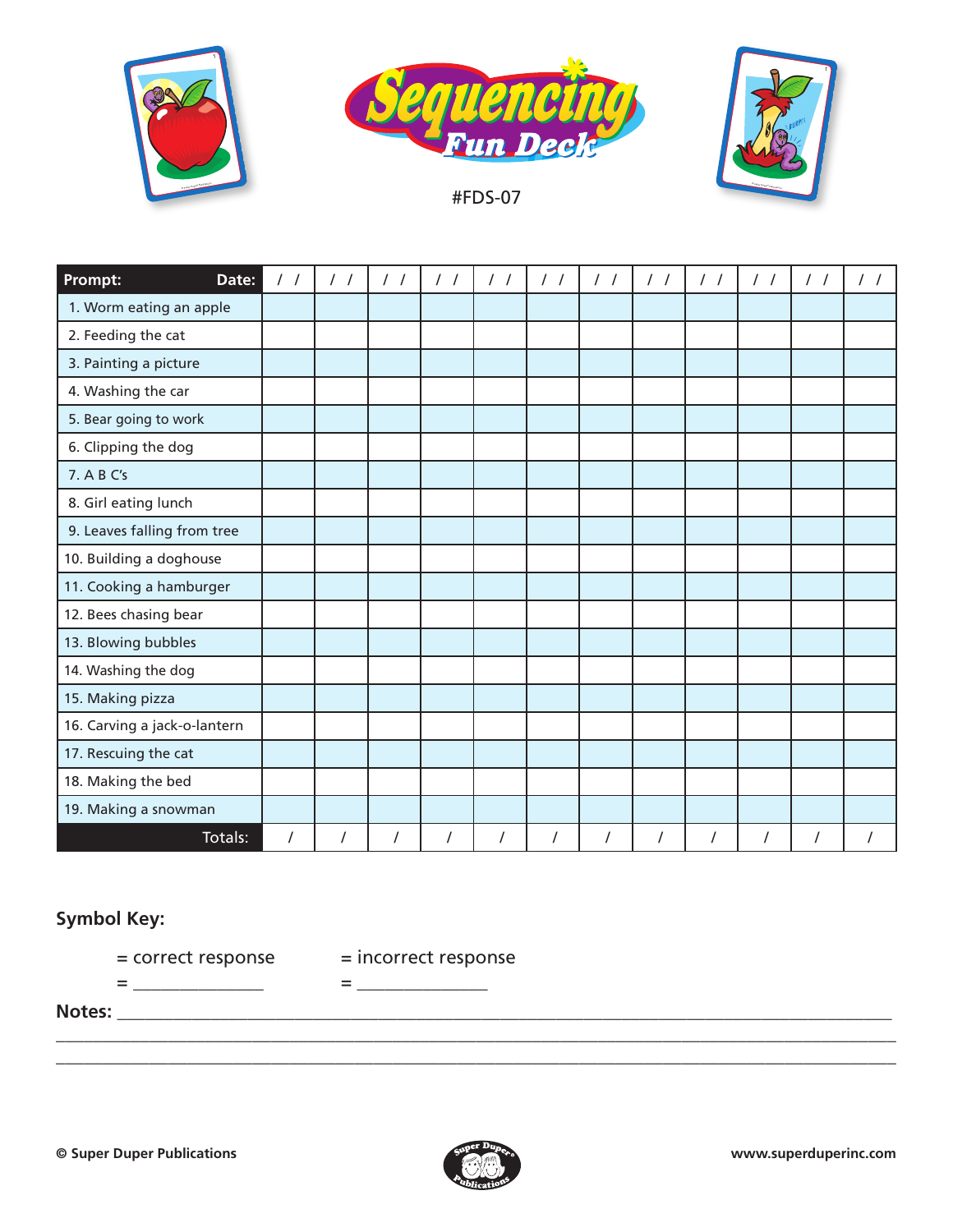# Sequencing Fun Deck

#FDS-07

| Prompt: Date: | / / | / / | / / | / / | / / | / / | / / | / / | / / | / / | / / | / / |
|---|---|---|---|---|---|---|---|---|---|---|---|---|
| 1. Worm eating an apple | | | | | | | | | | | | |
| 2. Feeding the cat | | | | | | | | | | | | |
| 3. Painting a picture | | | | | | | | | | | | |
| 4. Washing the car | | | | | | | | | | | | |
| 5. Bear going to work | | | | | | | | | | | | |
| 6. Clipping the dog | | | | | | | | | | | | |
| 7. A B C's | | | | | | | | | | | | |
| 8. Girl eating lunch | | | | | | | | | | | | |
| 9. Leaves falling from tree | | | | | | | | | | | | |
| 10. Building a doghouse | | | | | | | | | | | | |
| 11. Cooking a hamburger | | | | | | | | | | | | |
| 12. Bees chasing bear | | | | | | | | | | | | |
| 13. Blowing bubbles | | | | | | | | | | | | |
| 14. Washing the dog | | | | | | | | | | | | |
| 15. Making pizza | | | | | | | | | | | | |
| 16. Carving a jack-o-lantern | | | | | | | | | | | | |
| 17. Rescuing the cat | | | | | | | | | | | | |
| 18. Making the bed | | | | | | | | | | | | |
| 19. Making a snowman | | | | | | | | | | | | |
| Totals: | / | / | / | / | / | / | / | / | / | / | / | / |

**Symbol Key:**

= correct response      = incorrect response

= _______________      = _______________

**Notes:** ______________________________________________________________________________

______________________________________________________________________________________

______________________________________________________________________________________

© Super Duper Publications      www.superduperinc.com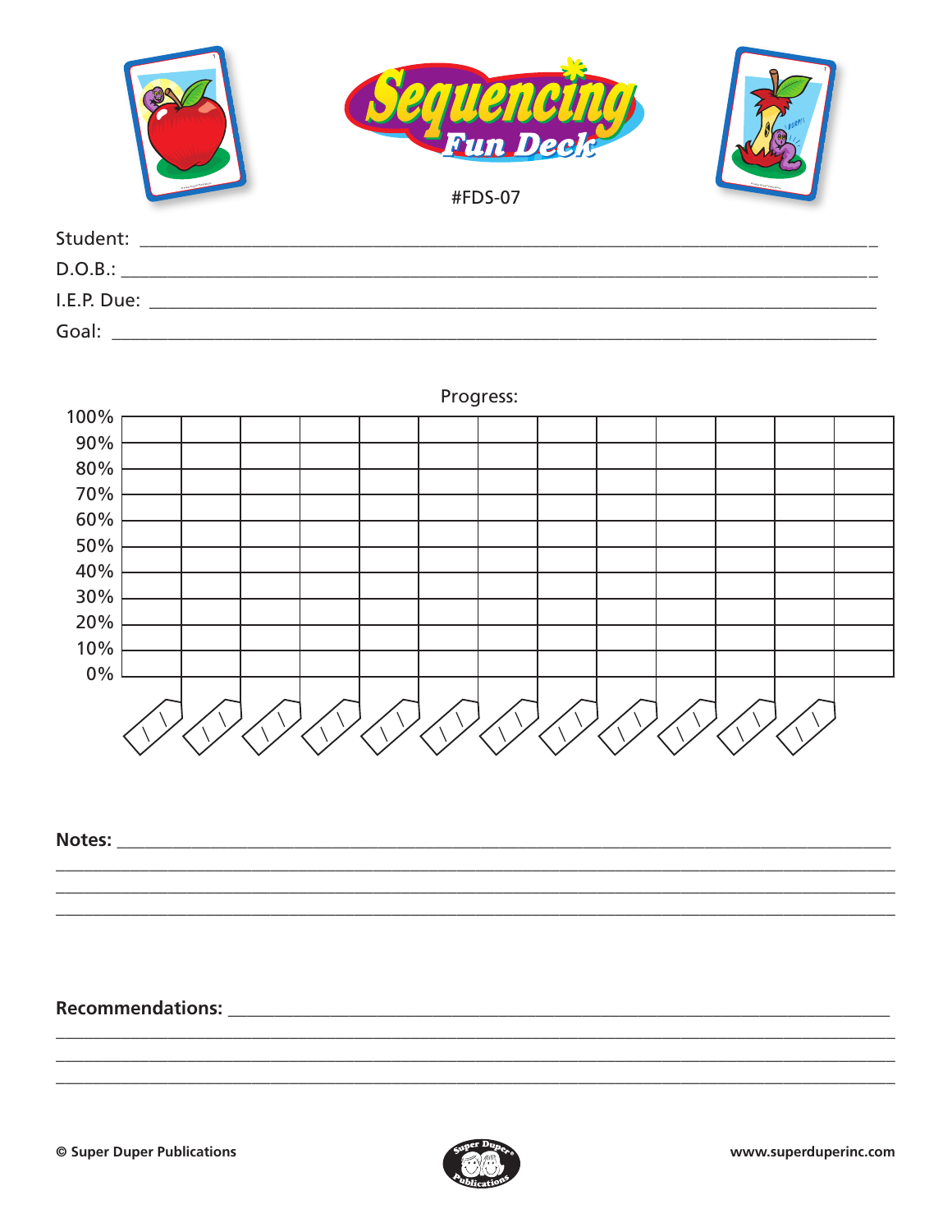# Sequencing Fun Deck

#FDS-07

Student: ___________________________________________

D.O.B.: ___________________________________________

I.E.P. Due: ___________________________________________

Goal: ___________________________________________

Progress:

100%
90%
80%
70%
60%
50%
40%
30%
20%
10%
0%

**Notes:** ___________________________________________

___________________________________________

___________________________________________

___________________________________________

**Recommendations:** ___________________________________________

___________________________________________

___________________________________________

___________________________________________

© Super Duper Publications

www.superduperinc.com